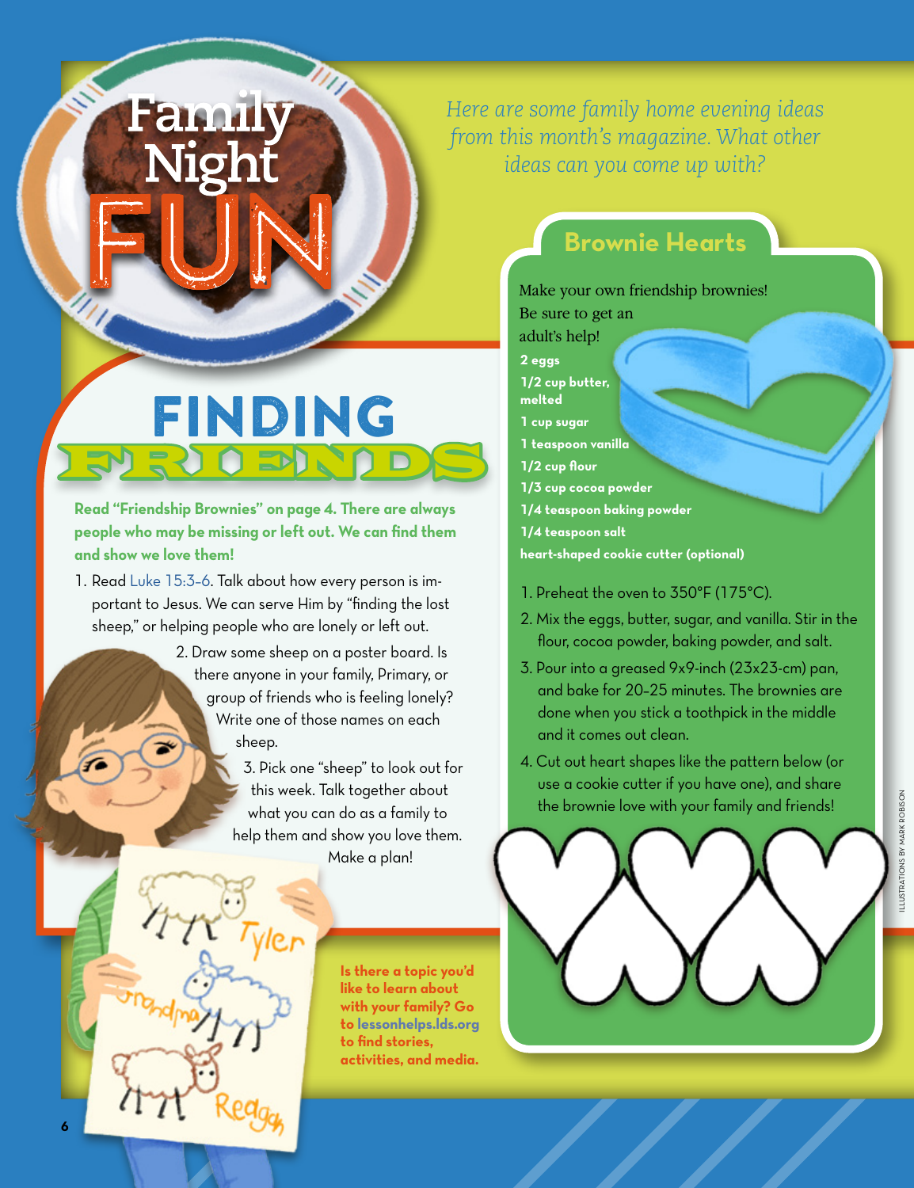# Family Night FUN

*Here are some family home evening ideas from this month's magazine. What other ideas can you come up with?*

## FINDING FRIENDS

**Read "Friendship Brownies" on page 4. There are always people who may be missing or left out. We can find them and show we love them!**

1. Read Luke 15:3–6. Talk about how every person is important to Jesus. We can serve Him by "finding the lost sheep," or helping people who are lonely or left out.
2. Draw some sheep on a poster board. Is there anyone in your family, Primary, or group of friends who is feeling lonely? Write one of those names on each sheep.
3. Pick one "sheep" to look out for this week. Talk together about what you can do as a family to help them and show you love them. Make a plan!

**Is there a topic you'd like to learn about with your family? Go to lessonhelps.lds.org to find stories, activities, and media.**

## Brownie Hearts

Make your own friendship brownies! Be sure to get an adult's help!

**2 eggs**
**1/2 cup butter, melted**
**1 cup sugar**
**1 teaspoon vanilla**
**1/2 cup flour**
**1/3 cup cocoa powder**
**1/4 teaspoon baking powder**
**1/4 teaspoon salt**
**heart-shaped cookie cutter (optional)**

1. Preheat the oven to 350°F (175°C).
2. Mix the eggs, butter, sugar, and vanilla. Stir in the flour, cocoa powder, baking powder, and salt.
3. Pour into a greased 9x9-inch (23x23-cm) pan, and bake for 20–25 minutes. The brownies are done when you stick a toothpick in the middle and it comes out clean.
4. Cut out heart shapes like the pattern below (or use a cookie cutter if you have one), and share the brownie love with your family and friends!

ILLUSTRATIONS BY MARK ROBISON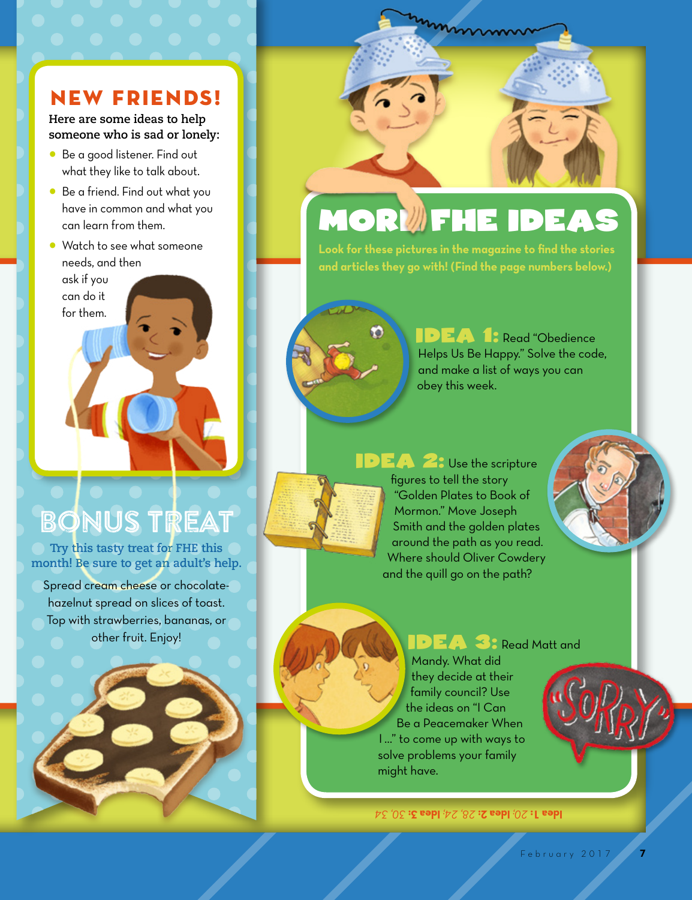## NEW FRIENDS!

**Here are some ideas to help someone who is sad or lonely:**

- Be a good listener. Find out what they like to talk about.
- Be a friend. Find out what you have in common and what you can learn from them.
- Watch to see what someone needs, and then ask if you can do it for them.

## BONUS TREAT

Try this tasty treat for FHE this month! Be sure to get an adult's help.

Spread cream cheese or chocolate-hazelnut spread on slices of toast. Top with strawberries, bananas, or other fruit. Enjoy!

## MORE FHE IDEAS

Look for these pictures in the magazine to find the stories and articles they go with! (Find the page numbers below.)

**IDEA 1:** Read "Obedience Helps Us Be Happy." Solve the code, and make a list of ways you can obey this week.

**IDEA 2:** Use the scripture figures to tell the story "Golden Plates to Book of Mormon." Move Joseph Smith and the golden plates around the path as you read. Where should Oliver Cowdery and the quill go on the path?

**IDEA 3:** Read Matt and Mandy. What did they decide at their family council? Use the ideas on "I Can Be a Peacemaker When I ..." to come up with ways to solve problems your family might have.

**Idea 1:** 20; **Idea 2:** 28, 24; **Idea 3:** 30, 34